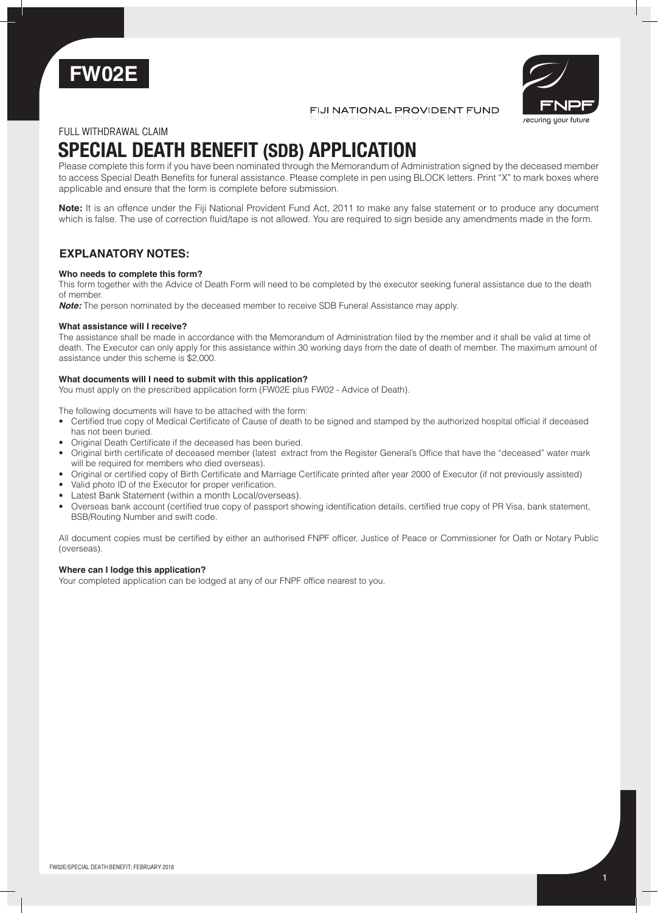**FW02E**

FIJI NATIONAL PROVIDENT FUND

FNPF
securing your future

FULL WITHDRAWAL CLAIM

# SPECIAL DEATH BENEFIT (SDB) APPLICATION

Please complete this form if you have been nominated through the Memorandum of Administration signed by the deceased member to access Special Death Benefits for funeral assistance. Please complete in pen using BLOCK letters. Print "X" to mark boxes where applicable and ensure that the form is complete before submission.

**Note:** It is an offence under the Fiji National Provident Fund Act, 2011 to make any false statement or to produce any document which is false. The use of correction fluid/tape is not allowed. You are required to sign beside any amendments made in the form.

## EXPLANATORY NOTES:

**Who needs to complete this form?**

This form together with the Advice of Death Form will need to be completed by the executor seeking funeral assistance due to the death of member.

***Note:*** The person nominated by the deceased member to receive SDB Funeral Assistance may apply.

**What assistance will I receive?**

The assistance shall be made in accordance with the Memorandum of Administration filed by the member and it shall be valid at time of death. The Executor can only apply for this assistance within 30 working days from the date of death of member. The maximum amount of assistance under this scheme is $2,000.

**What documents will I need to submit with this application?**

You must apply on the prescribed application form (FW02E plus FW02 - Advice of Death).

The following documents will have to be attached with the form:

- Certified true copy of Medical Certificate of Cause of death to be signed and stamped by the authorized hospital official if deceased has not been buried.
- Original Death Certificate if the deceased has been buried.
- Original birth certificate of deceased member (latest extract from the Register General's Office that have the "deceased" water mark will be required for members who died overseas).
- Original or certified copy of Birth Certificate and Marriage Certificate printed after year 2000 of Executor (if not previously assisted)
- Valid photo ID of the Executor for proper verification.
- Latest Bank Statement (within a month Local/overseas).
- Overseas bank account (certified true copy of passport showing identification details, certified true copy of PR Visa, bank statement, BSB/Routing Number and swift code.

All document copies must be certified by either an authorised FNPF officer, Justice of Peace or Commissioner for Oath or Notary Public (overseas).

**Where can I lodge this application?**

Your completed application can be lodged at any of our FNPF office nearest to you.

FW02E/SPECIAL DEATH BENEFIT; FEBRUARY 2018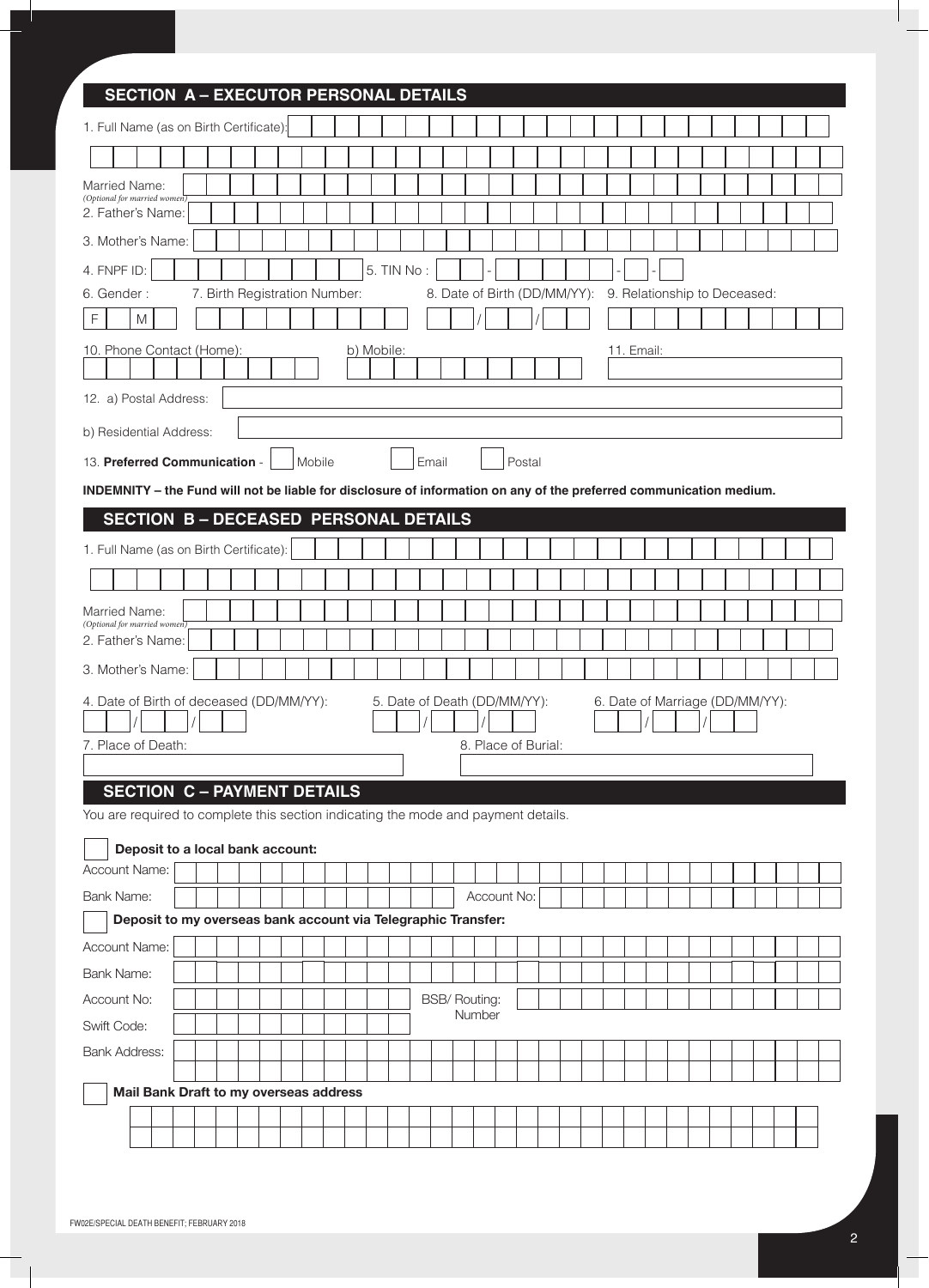## SECTION A – EXECUTOR PERSONAL DETAILS

1. Full Name (as on Birth Certificate):

Married Name:
*(Optional for married women)*

2. Father's Name:

3. Mother's Name:

4. FNPF ID:

5. TIN No : - - -

6. Gender : F M

7. Birth Registration Number:

8. Date of Birth (DD/MM/YY): / /

9. Relationship to Deceased:

10. Phone Contact (Home):

b) Mobile:

11. Email:

12. a) Postal Address:

b) Residential Address:

13. **Preferred Communication** - Mobile Email Postal

**INDEMNITY – the Fund will not be liable for disclosure of information on any of the preferred communication medium.**

## SECTION B – DECEASED PERSONAL DETAILS

1. Full Name (as on Birth Certificate):

Married Name:
*(Optional for married women)*

2. Father's Name:

3. Mother's Name:

4. Date of Birth of deceased (DD/MM/YY): / /

5. Date of Death (DD/MM/YY): / /

6. Date of Marriage (DD/MM/YY): / /

7. Place of Death:

8. Place of Burial:

## SECTION C – PAYMENT DETAILS

You are required to complete this section indicating the mode and payment details.

**Deposit to a local bank account:**

Account Name:

Bank Name:

Account No:

**Deposit to my overseas bank account via Telegraphic Transfer:**

Account Name:

Bank Name:

Account No:

BSB/ Routing: Number

Swift Code:

Bank Address:

**Mail Bank Draft to my overseas address**

FW02E/SPECIAL DEATH BENEFIT; FEBRUARY 2018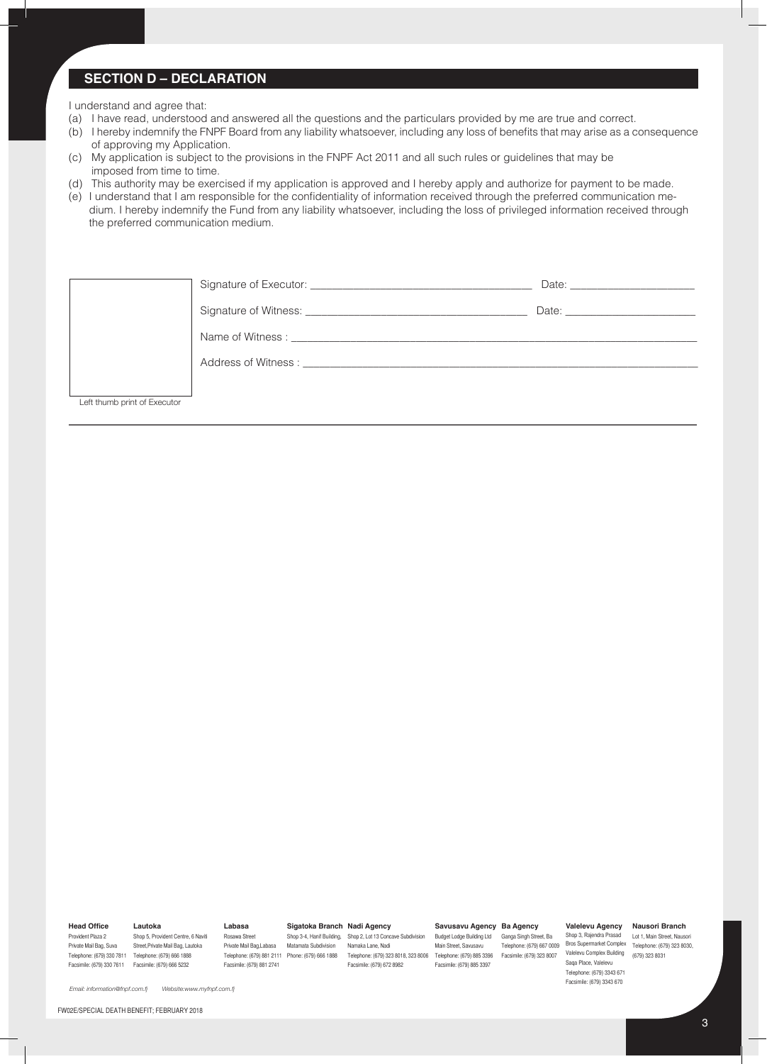## SECTION D – DECLARATION

I understand and agree that:

(a) I have read, understood and answered all the questions and the particulars provided by me are true and correct.

(b) I hereby indemnify the FNPF Board from any liability whatsoever, including any loss of benefits that may arise as a consequence of approving my Application.

(c) My application is subject to the provisions in the FNPF Act 2011 and all such rules or guidelines that may be imposed from time to time.

(d) This authority may be exercised if my application is approved and I hereby apply and authorize for payment to be made.

(e) I understand that I am responsible for the confidentiality of information received through the preferred communication medium. I hereby indemnify the Fund from any liability whatsoever, including the loss of privileged information received through the preferred communication medium.

Signature of Executor: ______________________________ Date: ____________________

Signature of Witness: ______________________________ Date: ____________________

Name of Witness : ____________________________________________________________

Address of Witness : __________________________________________________________

Left thumb print of Executor

---

**Head Office**
Provident Plaza 2
Private Mail Bag, Suva
Telephone: (679) 330 7811
Facsimile: (679) 330 7611

**Lautoka**
Shop 5, Provident Centre, 6 Naviti Street,Private Mail Bag, Lautoka
Telephone: (679) 666 1888
Facsimile: (679) 666 5232

**Labasa**
Rosawa Street
Private Mail Bag,Labasa
Telephone: (679) 881 2111
Facsimile: (679) 881 2741

**Sigatoka Branch**
Shop 3-4, Hanif Building, Matamata Subdivision
Phone: (679) 666 1888

**Nadi Agency**
Shop 2, Lot 13 Concave Subdivision
Namaka Lane, Nadi
Telephone: (679) 323 8018, 323 8006
Facsimile: (679) 672 8982

**Savusavu Agency**
Budget Lodge Building Ltd
Main Street, Savusavu
Telephone: (679) 885 3396
Facsimile: (679) 885 3397

**Ba Agency**
Ganga Singh Street, Ba
Telephone: (679) 667 0009
Facsimile: (679) 323 8007

**Valelevu Agency**
Shop 3, Rajendra Prasad Bros Supermarket Complex Valelevu Complex Building Saqa Place, Valelevu
Telephone: (679) 3343 671
Facsimile: (679) 3343 670

**Nausori Branch**
Lot 1, Main Street, Nausori
Telephone: (679) 323 8030, (679) 323 8031

*Email: information@fnpf.com.fj* *Website:www.myfnpf.com.fj*

FW02E/SPECIAL DEATH BENEFIT; FEBRUARY 2018